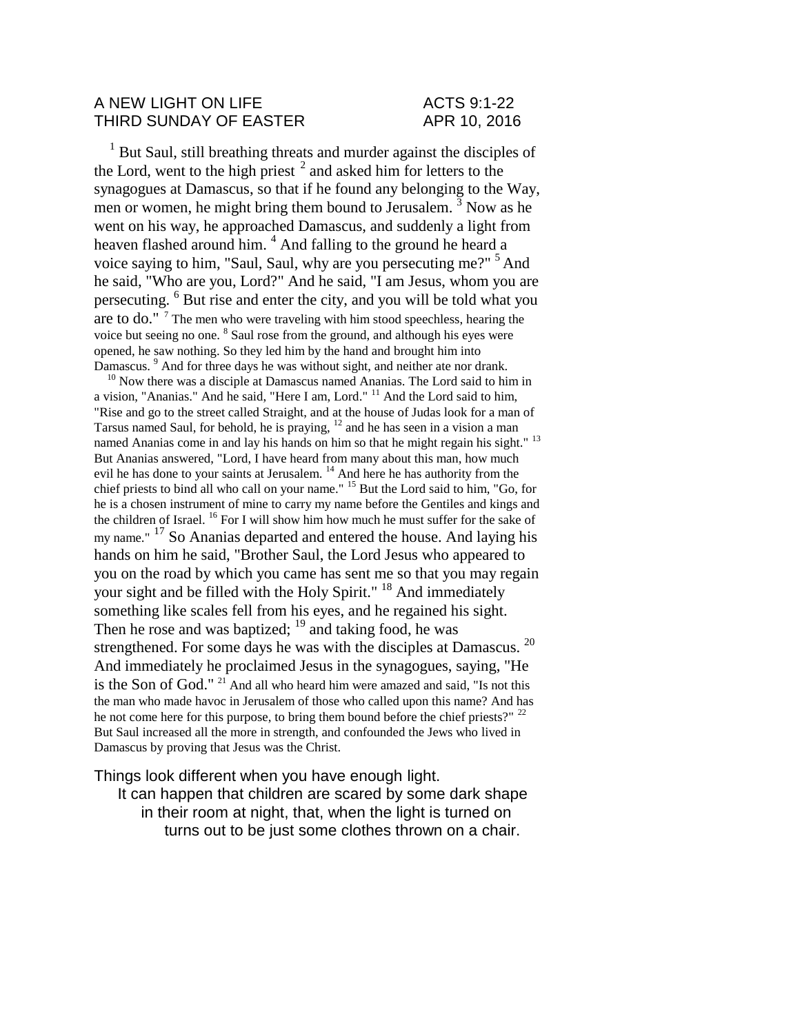A NEW LIGHT ON LIFE ACTS 9:1-22
THIRD SUNDAY OF EASTER APR 10, 2016

[1] But Saul, still breathing threats and murder against the disciples of the Lord, went to the high priest [2] and asked him for letters to the synagogues at Damascus, so that if he found any belonging to the Way, men or women, he might bring them bound to Jerusalem. [3] Now as he went on his way, he approached Damascus, and suddenly a light from heaven flashed around him. [4] And falling to the ground he heard a voice saying to him, "Saul, Saul, why are you persecuting me?" [5] And he said, "Who are you, Lord?" And he said, "I am Jesus, whom you are persecuting. [6] But rise and enter the city, and you will be told what you are to do." [7] The men who were traveling with him stood speechless, hearing the voice but seeing no one. [8] Saul rose from the ground, and although his eyes were opened, he saw nothing. So they led him by the hand and brought him into Damascus. [9] And for three days he was without sight, and neither ate nor drank.

[10] Now there was a disciple at Damascus named Ananias. The Lord said to him in a vision, "Ananias." And he said, "Here I am, Lord." [11] And the Lord said to him, "Rise and go to the street called Straight, and at the house of Judas look for a man of Tarsus named Saul, for behold, he is praying, [12] and he has seen in a vision a man named Ananias come in and lay his hands on him so that he might regain his sight." [13] But Ananias answered, "Lord, I have heard from many about this man, how much evil he has done to your saints at Jerusalem. [14] And here he has authority from the chief priests to bind all who call on your name." [15] But the Lord said to him, "Go, for he is a chosen instrument of mine to carry my name before the Gentiles and kings and the children of Israel. [16] For I will show him how much he must suffer for the sake of my name." [17] So Ananias departed and entered the house. And laying his hands on him he said, "Brother Saul, the Lord Jesus who appeared to you on the road by which you came has sent me so that you may regain your sight and be filled with the Holy Spirit." [18] And immediately something like scales fell from his eyes, and he regained his sight. Then he rose and was baptized; [19] and taking food, he was strengthened. For some days he was with the disciples at Damascus. [20] And immediately he proclaimed Jesus in the synagogues, saying, "He is the Son of God." [21] And all who heard him were amazed and said, "Is not this the man who made havoc in Jerusalem of those who called upon this name? And has he not come here for this purpose, to bring them bound before the chief priests?" [22] But Saul increased all the more in strength, and confounded the Jews who lived in Damascus by proving that Jesus was the Christ.

Things look different when you have enough light.
It can happen that children are scared by some dark shape in their room at night, that, when the light is turned on turns out to be just some clothes thrown on a chair.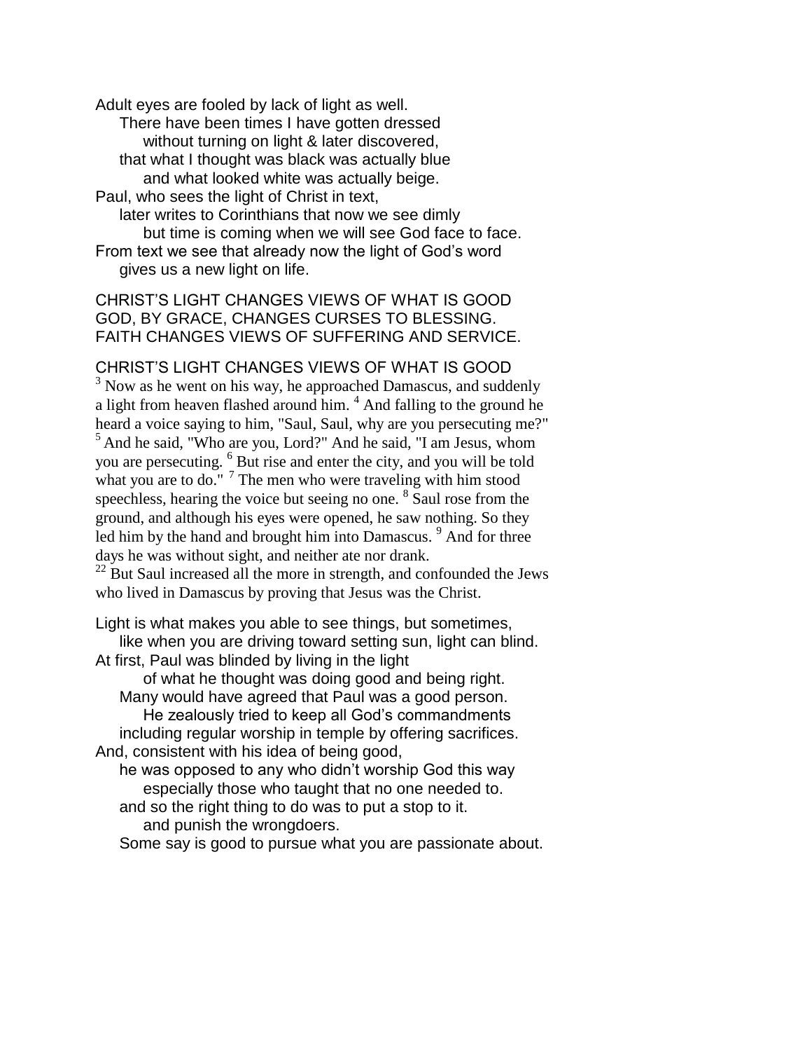Adult eyes are fooled by lack of light as well.
There have been times I have gotten dressed
without turning on light & later discovered,
that what I thought was black was actually blue
and what looked white was actually beige.
Paul, who sees the light of Christ in text,
later writes to Corinthians that now we see dimly
but time is coming when we will see God face to face.
From text we see that already now the light of God's word
gives us a new light on life.

CHRIST'S LIGHT CHANGES VIEWS OF WHAT IS GOOD
GOD, BY GRACE, CHANGES CURSES TO BLESSING.
FAITH CHANGES VIEWS OF SUFFERING AND SERVICE.

## CHRIST'S LIGHT CHANGES VIEWS OF WHAT IS GOOD

[3] Now as he went on his way, he approached Damascus, and suddenly a light from heaven flashed around him. [4] And falling to the ground he heard a voice saying to him, "Saul, Saul, why are you persecuting me?" [5] And he said, "Who are you, Lord?" And he said, "I am Jesus, whom you are persecuting. [6] But rise and enter the city, and you will be told what you are to do." [7] The men who were traveling with him stood speechless, hearing the voice but seeing no one. [8] Saul rose from the ground, and although his eyes were opened, he saw nothing. So they led him by the hand and brought him into Damascus. [9] And for three days he was without sight, and neither ate nor drank.
[22] But Saul increased all the more in strength, and confounded the Jews who lived in Damascus by proving that Jesus was the Christ.

Light is what makes you able to see things, but sometimes,
like when you are driving toward setting sun, light can blind.
At first, Paul was blinded by living in the light
of what he thought was doing good and being right.
Many would have agreed that Paul was a good person.
He zealously tried to keep all God's commandments
including regular worship in temple by offering sacrifices.
And, consistent with his idea of being good,
he was opposed to any who didn't worship God this way
especially those who taught that no one needed to.
and so the right thing to do was to put a stop to it.
and punish the wrongdoers.
Some say is good to pursue what you are passionate about.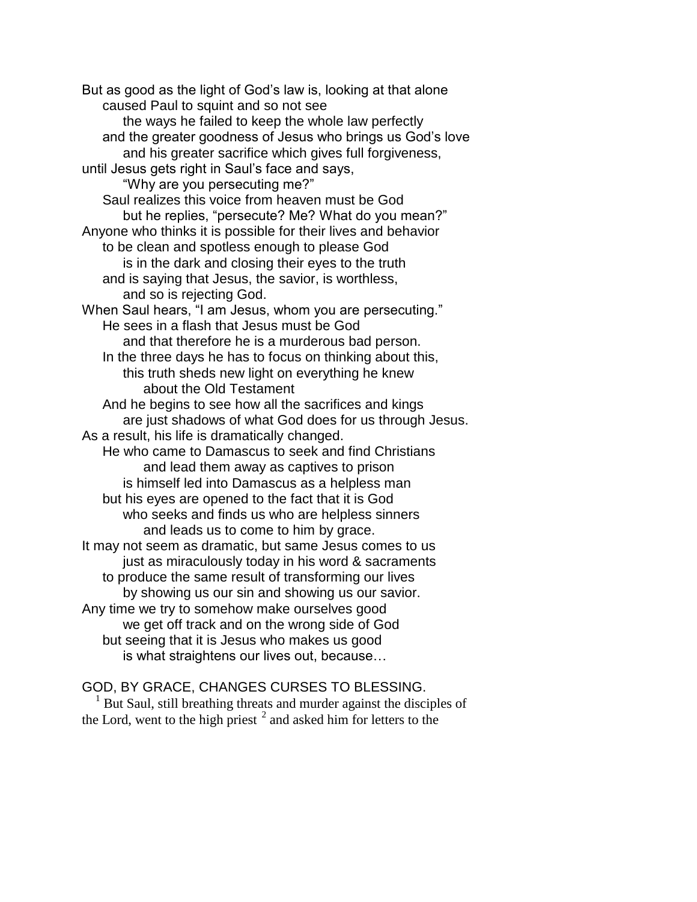But as good as the light of God's law is, looking at that alone
caused Paul to squint and so not see
the ways he failed to keep the whole law perfectly
and the greater goodness of Jesus who brings us God's love
and his greater sacrifice which gives full forgiveness,
until Jesus gets right in Saul's face and says,
"Why are you persecuting me?"
Saul realizes this voice from heaven must be God
but he replies, "persecute? Me? What do you mean?"
Anyone who thinks it is possible for their lives and behavior
to be clean and spotless enough to please God
is in the dark and closing their eyes to the truth
and is saying that Jesus, the savior, is worthless,
and so is rejecting God.
When Saul hears, "I am Jesus, whom you are persecuting."
He sees in a flash that Jesus must be God
and that therefore he is a murderous bad person.
In the three days he has to focus on thinking about this,
this truth sheds new light on everything he knew
about the Old Testament
And he begins to see how all the sacrifices and kings
are just shadows of what God does for us through Jesus.
As a result, his life is dramatically changed.
He who came to Damascus to seek and find Christians
and lead them away as captives to prison
is himself led into Damascus as a helpless man
but his eyes are opened to the fact that it is God
who seeks and finds us who are helpless sinners
and leads us to come to him by grace.
It may not seem as dramatic, but same Jesus comes to us
just as miraculously today in his word & sacraments
to produce the same result of transforming our lives
by showing us our sin and showing us our savior.
Any time we try to somehow make ourselves good
we get off track and on the wrong side of God
but seeing that it is Jesus who makes us good
is what straightens our lives out, because…

GOD, BY GRACE, CHANGES CURSES TO BLESSING.

[1] But Saul, still breathing threats and murder against the disciples of the Lord, went to the high priest [2] and asked him for letters to the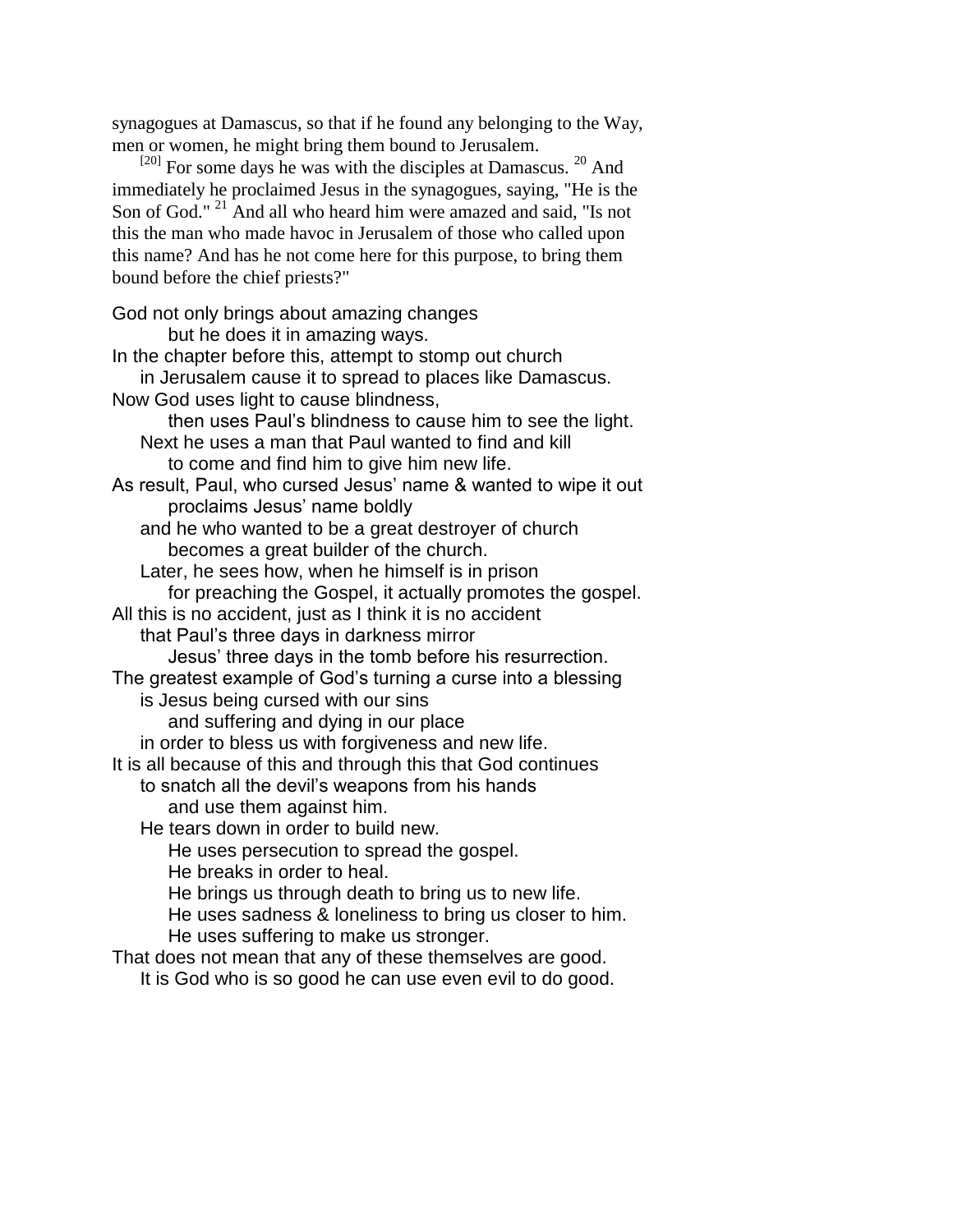synagogues at Damascus, so that if he found any belonging to the Way, men or women, he might bring them bound to Jerusalem.

[20] For some days he was with the disciples at Damascus. [20] And immediately he proclaimed Jesus in the synagogues, saying, "He is the Son of God." [21] And all who heard him were amazed and said, "Is not this the man who made havoc in Jerusalem of those who called upon this name? And has he not come here for this purpose, to bring them bound before the chief priests?"

God not only brings about amazing changes
but he does it in amazing ways.
In the chapter before this, attempt to stomp out church
in Jerusalem cause it to spread to places like Damascus.
Now God uses light to cause blindness,
then uses Paul's blindness to cause him to see the light.
Next he uses a man that Paul wanted to find and kill
to come and find him to give him new life.
As result, Paul, who cursed Jesus' name & wanted to wipe it out
proclaims Jesus' name boldly
and he who wanted to be a great destroyer of church
becomes a great builder of the church.
Later, he sees how, when he himself is in prison
for preaching the Gospel, it actually promotes the gospel.
All this is no accident, just as I think it is no accident
that Paul's three days in darkness mirror
Jesus' three days in the tomb before his resurrection.
The greatest example of God's turning a curse into a blessing
is Jesus being cursed with our sins
and suffering and dying in our place
in order to bless us with forgiveness and new life.
It is all because of this and through this that God continues
to snatch all the devil's weapons from his hands
and use them against him.
He tears down in order to build new.
He uses persecution to spread the gospel.
He breaks in order to heal.
He brings us through death to bring us to new life.
He uses sadness & loneliness to bring us closer to him.
He uses suffering to make us stronger.
That does not mean that any of these themselves are good.
It is God who is so good he can use even evil to do good.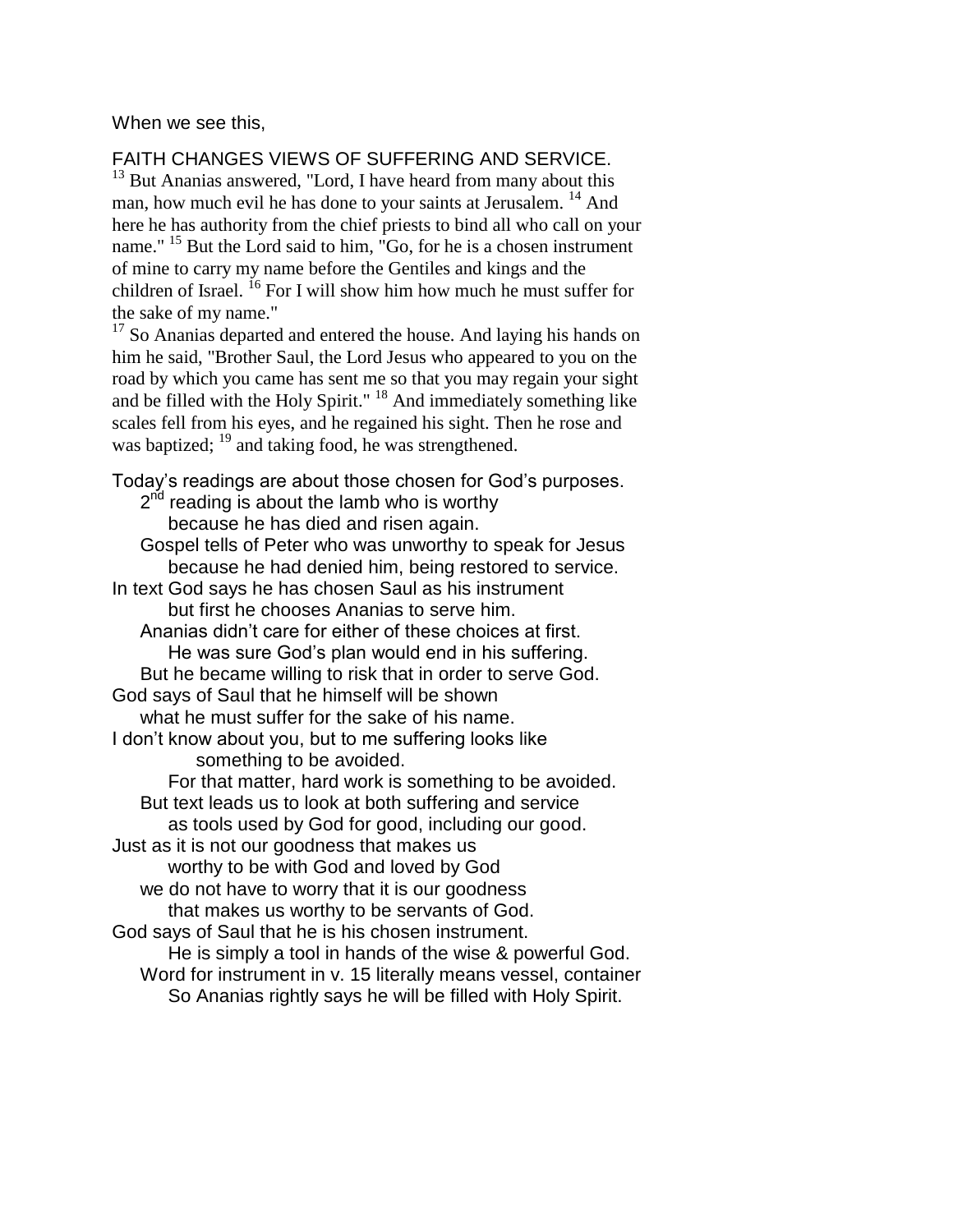When we see this,

FAITH CHANGES VIEWS OF SUFFERING AND SERVICE.

[13] But Ananias answered, "Lord, I have heard from many about this man, how much evil he has done to your saints at Jerusalem. [14] And here he has authority from the chief priests to bind all who call on your name." [15] But the Lord said to him, "Go, for he is a chosen instrument of mine to carry my name before the Gentiles and kings and the children of Israel. [16] For I will show him how much he must suffer for the sake of my name."

[17] So Ananias departed and entered the house. And laying his hands on him he said, "Brother Saul, the Lord Jesus who appeared to you on the road by which you came has sent me so that you may regain your sight and be filled with the Holy Spirit." [18] And immediately something like scales fell from his eyes, and he regained his sight. Then he rose and was baptized; [19] and taking food, he was strengthened.

Today's readings are about those chosen for God's purposes.
    2nd reading is about the lamb who is worthy
        because he has died and risen again.
    Gospel tells of Peter who was unworthy to speak for Jesus
        because he had denied him, being restored to service.
In text God says he has chosen Saul as his instrument
        but first he chooses Ananias to serve him.
    Ananias didn't care for either of these choices at first.
        He was sure God's plan would end in his suffering.
    But he became willing to risk that in order to serve God.
God says of Saul that he himself will be shown
    what he must suffer for the sake of his name.
I don't know about you, but to me suffering looks like
        something to be avoided.
        For that matter, hard work is something to be avoided.
    But text leads us to look at both suffering and service
        as tools used by God for good, including our good.
Just as it is not our goodness that makes us
        worthy to be with God and loved by God
    we do not have to worry that it is our goodness
        that makes us worthy to be servants of God.
God says of Saul that he is his chosen instrument.
        He is simply a tool in hands of the wise & powerful God.
    Word for instrument in v. 15 literally means vessel, container
        So Ananias rightly says he will be filled with Holy Spirit.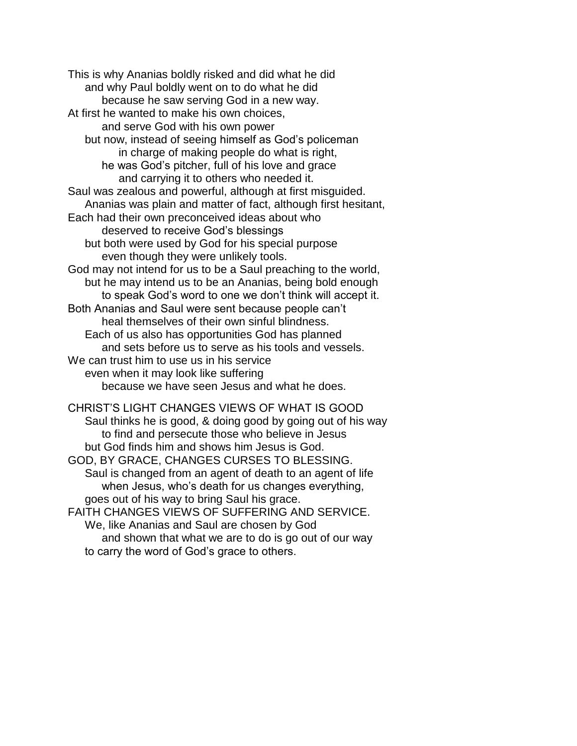This is why Ananias boldly risked and did what he did
and why Paul boldly went on to do what he did
because he saw serving God in a new way.
At first he wanted to make his own choices,
and serve God with his own power
but now, instead of seeing himself as God's policeman
in charge of making people do what is right,
he was God's pitcher, full of his love and grace
and carrying it to others who needed it.
Saul was zealous and powerful, although at first misguided.
Ananias was plain and matter of fact, although first hesitant,
Each had their own preconceived ideas about who
deserved to receive God's blessings
but both were used by God for his special purpose
even though they were unlikely tools.
God may not intend for us to be a Saul preaching to the world,
but he may intend us to be an Ananias, being bold enough
to speak God's word to one we don't think will accept it.
Both Ananias and Saul were sent because people can't
heal themselves of their own sinful blindness.
Each of us also has opportunities God has planned
and sets before us to serve as his tools and vessels.
We can trust him to use us in his service
even when it may look like suffering
because we have seen Jesus and what he does.

CHRIST'S LIGHT CHANGES VIEWS OF WHAT IS GOOD
Saul thinks he is good, & doing good by going out of his way
to find and persecute those who believe in Jesus
but God finds him and shows him Jesus is God.
GOD, BY GRACE, CHANGES CURSES TO BLESSING.
Saul is changed from an agent of death to an agent of life
when Jesus, who's death for us changes everything,
goes out of his way to bring Saul his grace.
FAITH CHANGES VIEWS OF SUFFERING AND SERVICE.
We, like Ananias and Saul are chosen by God
and shown that what we are to do is go out of our way
to carry the word of God's grace to others.